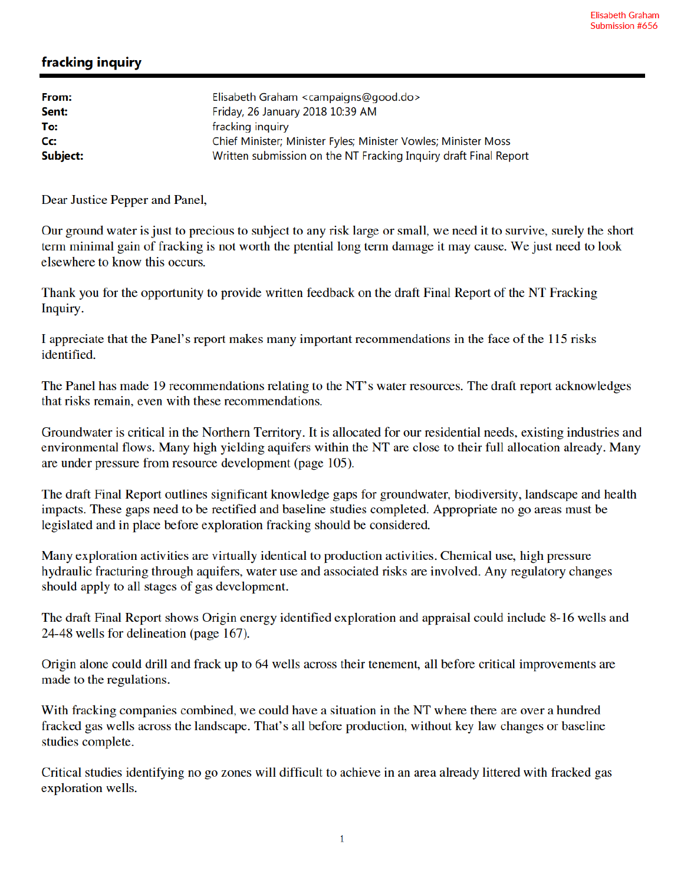Elisabeth Graham
Submission #656

## fracking inquiry

**From:** Elisabeth Graham <campaigns@good.do>
**Sent:** Friday, 26 January 2018 10:39 AM
**To:** fracking inquiry
**Cc:** Chief Minister; Minister Fyles; Minister Vowles; Minister Moss
**Subject:** Written submission on the NT Fracking Inquiry draft Final Report

Dear Justice Pepper and Panel,

Our ground water is just to precious to subject to any risk large or small, we need it to survive, surely the short term minimal gain of fracking is not worth the ptential long term damage it may cause. We just need to look elsewhere to know this occurs.

Thank you for the opportunity to provide written feedback on the draft Final Report of the NT Fracking Inquiry.

I appreciate that the Panel's report makes many important recommendations in the face of the 115 risks identified.

The Panel has made 19 recommendations relating to the NT's water resources. The draft report acknowledges that risks remain, even with these recommendations.

Groundwater is critical in the Northern Territory. It is allocated for our residential needs, existing industries and environmental flows. Many high yielding aquifers within the NT are close to their full allocation already. Many are under pressure from resource development (page 105).

The draft Final Report outlines significant knowledge gaps for groundwater, biodiversity, landscape and health impacts. These gaps need to be rectified and baseline studies completed. Appropriate no go areas must be legislated and in place before exploration fracking should be considered.

Many exploration activities are virtually identical to production activities. Chemical use, high pressure hydraulic fracturing through aquifers, water use and associated risks are involved. Any regulatory changes should apply to all stages of gas development.

The draft Final Report shows Origin energy identified exploration and appraisal could include 8-16 wells and 24-48 wells for delineation (page 167).

Origin alone could drill and frack up to 64 wells across their tenement, all before critical improvements are made to the regulations.

With fracking companies combined, we could have a situation in the NT where there are over a hundred fracked gas wells across the landscape. That's all before production, without key law changes or baseline studies complete.

Critical studies identifying no go zones will difficult to achieve in an area already littered with fracked gas exploration wells.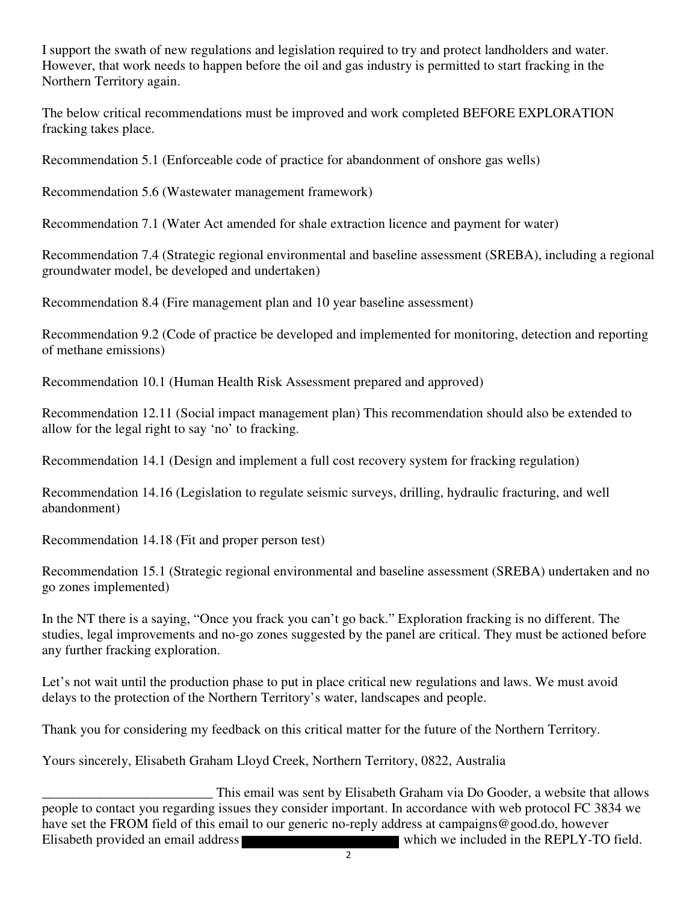I support the swath of new regulations and legislation required to try and protect landholders and water. However, that work needs to happen before the oil and gas industry is permitted to start fracking in the Northern Territory again.

The below critical recommendations must be improved and work completed BEFORE EXPLORATION fracking takes place.

Recommendation 5.1 (Enforceable code of practice for abandonment of onshore gas wells)

Recommendation 5.6 (Wastewater management framework)

Recommendation 7.1 (Water Act amended for shale extraction licence and payment for water)

Recommendation 7.4 (Strategic regional environmental and baseline assessment (SREBA), including a regional groundwater model, be developed and undertaken)

Recommendation 8.4 (Fire management plan and 10 year baseline assessment)

Recommendation 9.2 (Code of practice be developed and implemented for monitoring, detection and reporting of methane emissions)

Recommendation 10.1 (Human Health Risk Assessment prepared and approved)

Recommendation 12.11 (Social impact management plan) This recommendation should also be extended to allow for the legal right to say 'no' to fracking.

Recommendation 14.1 (Design and implement a full cost recovery system for fracking regulation)

Recommendation 14.16 (Legislation to regulate seismic surveys, drilling, hydraulic fracturing, and well abandonment)

Recommendation 14.18 (Fit and proper person test)

Recommendation 15.1 (Strategic regional environmental and baseline assessment (SREBA) undertaken and no go zones implemented)

In the NT there is a saying, "Once you frack you can't go back." Exploration fracking is no different. The studies, legal improvements and no-go zones suggested by the panel are critical. They must be actioned before any further fracking exploration.

Let's not wait until the production phase to put in place critical new regulations and laws. We must avoid delays to the protection of the Northern Territory's water, landscapes and people.

Thank you for considering my feedback on this critical matter for the future of the Northern Territory.

Yours sincerely, Elisabeth Graham Lloyd Creek, Northern Territory, 0822, Australia

_________________________ This email was sent by Elisabeth Graham via Do Gooder, a website that allows people to contact you regarding issues they consider important. In accordance with web protocol FC 3834 we have set the FROM field of this email to our generic no-reply address at campaigns@good.do, however Elisabeth provided an email address [REDACTED] which we included in the REPLY-TO field.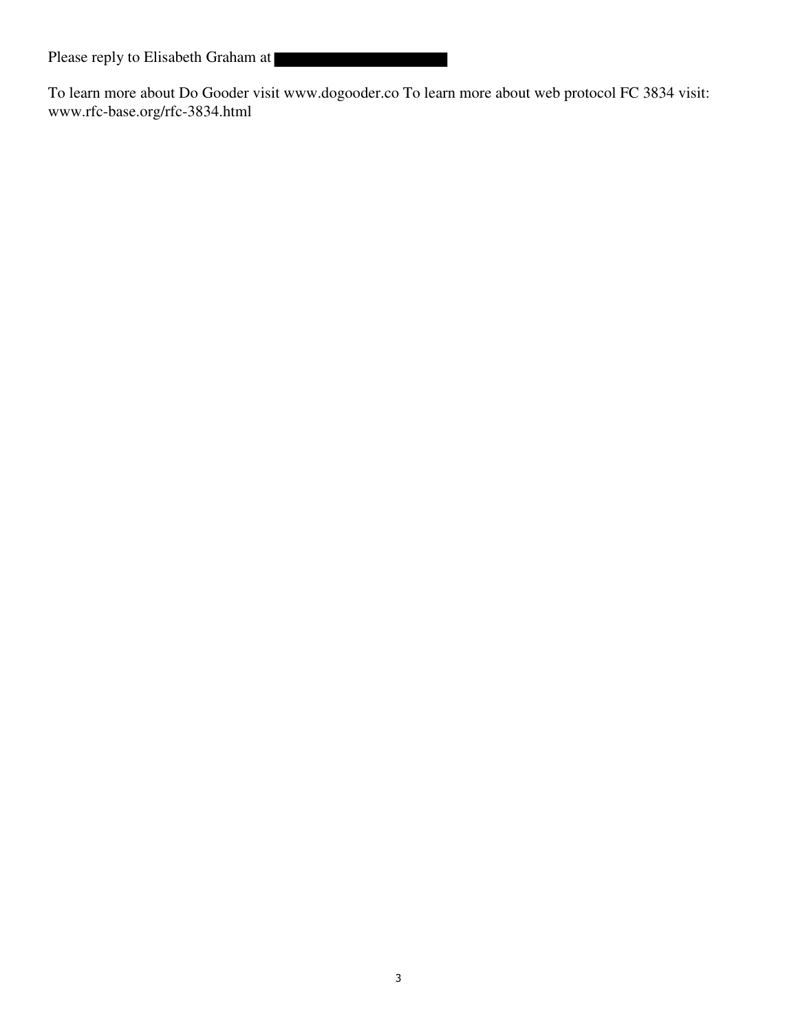Please reply to Elisabeth Graham at ████████████████

To learn more about Do Gooder visit www.dogooder.co To learn more about web protocol FC 3834 visit: www.rfc-base.org/rfc-3834.html